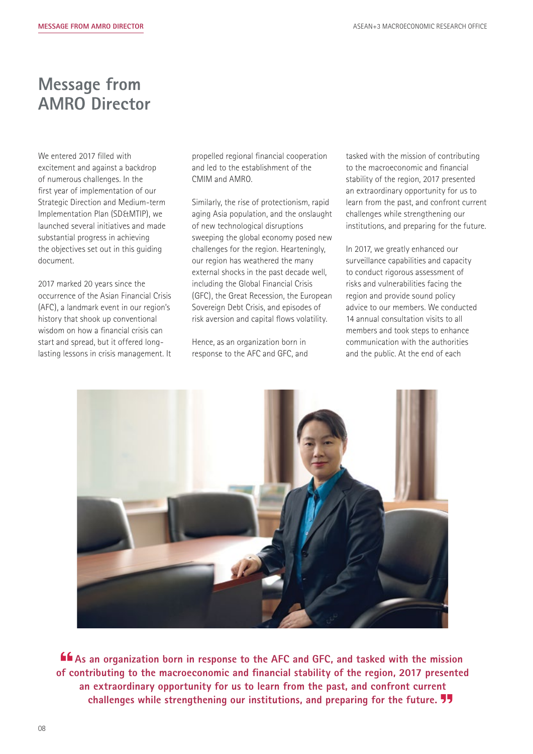# Message from AMRO Director

We entered 2017 filled with excitement and against a backdrop of numerous challenges. In the first year of implementation of our Strategic Direction and Medium-term Implementation Plan (SD&MTIP), we launched several initiatives and made substantial progress in achieving the objectives set out in this guiding document.

2017 marked 20 years since the occurrence of the Asian Financial Crisis (AFC), a landmark event in our region's history that shook up conventional wisdom on how a financial crisis can start and spread, but it offered long-lasting lessons in crisis management. It propelled regional financial cooperation and led to the establishment of the CMIM and AMRO.

Similarly, the rise of protectionism, rapid aging Asia population, and the onslaught of new technological disruptions sweeping the global economy posed new challenges for the region. Hearteningly, our region has weathered the many external shocks in the past decade well, including the Global Financial Crisis (GFC), the Great Recession, the European Sovereign Debt Crisis, and episodes of risk aversion and capital flows volatility.

Hence, as an organization born in response to the AFC and GFC, and tasked with the mission of contributing to the macroeconomic and financial stability of the region, 2017 presented an extraordinary opportunity for us to learn from the past, and confront current challenges while strengthening our institutions, and preparing for the future.

In 2017, we greatly enhanced our surveillance capabilities and capacity to conduct rigorous assessment of risks and vulnerabilities facing the region and provide sound policy advice to our members. We conducted 14 annual consultation visits to all members and took steps to enhance communication with the authorities and the public. At the end of each

**"As an organization born in response to the AFC and GFC, and tasked with the mission of contributing to the macroeconomic and financial stability of the region, 2017 presented an extraordinary opportunity for us to learn from the past, and confront current challenges while strengthening our institutions, and preparing for the future."**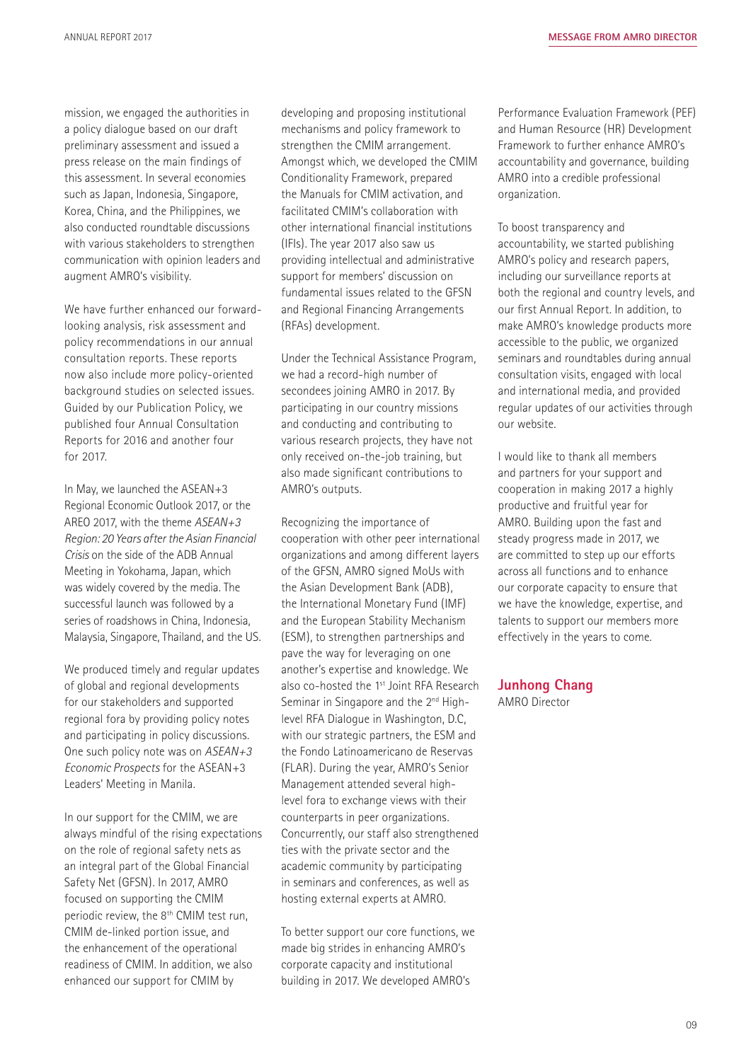mission, we engaged the authorities in a policy dialogue based on our draft preliminary assessment and issued a press release on the main findings of this assessment. In several economies such as Japan, Indonesia, Singapore, Korea, China, and the Philippines, we also conducted roundtable discussions with various stakeholders to strengthen communication with opinion leaders and augment AMRO's visibility.

We have further enhanced our forward-looking analysis, risk assessment and policy recommendations in our annual consultation reports. These reports now also include more policy-oriented background studies on selected issues. Guided by our Publication Policy, we published four Annual Consultation Reports for 2016 and another four for 2017.

In May, we launched the ASEAN+3 Regional Economic Outlook 2017, or the AREO 2017, with the theme *ASEAN+3 Region: 20 Years after the Asian Financial Crisis* on the side of the ADB Annual Meeting in Yokohama, Japan, which was widely covered by the media. The successful launch was followed by a series of roadshows in China, Indonesia, Malaysia, Singapore, Thailand, and the US.

We produced timely and regular updates of global and regional developments for our stakeholders and supported regional fora by providing policy notes and participating in policy discussions. One such policy note was on *ASEAN+3 Economic Prospects* for the ASEAN+3 Leaders' Meeting in Manila.

In our support for the CMIM, we are always mindful of the rising expectations on the role of regional safety nets as an integral part of the Global Financial Safety Net (GFSN). In 2017, AMRO focused on supporting the CMIM periodic review, the 8th CMIM test run, CMIM de-linked portion issue, and the enhancement of the operational readiness of CMIM. In addition, we also enhanced our support for CMIM by developing and proposing institutional mechanisms and policy framework to strengthen the CMIM arrangement. Amongst which, we developed the CMIM Conditionality Framework, prepared the Manuals for CMIM activation, and facilitated CMIM's collaboration with other international financial institutions (IFIs). The year 2017 also saw us providing intellectual and administrative support for members' discussion on fundamental issues related to the GFSN and Regional Financing Arrangements (RFAs) development.

Under the Technical Assistance Program, we had a record-high number of secondees joining AMRO in 2017. By participating in our country missions and conducting and contributing to various research projects, they have not only received on-the-job training, but also made significant contributions to AMRO's outputs.

Recognizing the importance of cooperation with other peer international organizations and among different layers of the GFSN, AMRO signed MoUs with the Asian Development Bank (ADB), the International Monetary Fund (IMF) and the European Stability Mechanism (ESM), to strengthen partnerships and pave the way for leveraging on one another's expertise and knowledge. We also co-hosted the 1st Joint RFA Research Seminar in Singapore and the 2nd High-level RFA Dialogue in Washington, D.C, with our strategic partners, the ESM and the Fondo Latinoamericano de Reservas (FLAR). During the year, AMRO's Senior Management attended several high-level fora to exchange views with their counterparts in peer organizations. Concurrently, our staff also strengthened ties with the private sector and the academic community by participating in seminars and conferences, as well as hosting external experts at AMRO.

To better support our core functions, we made big strides in enhancing AMRO's corporate capacity and institutional building in 2017. We developed AMRO's Performance Evaluation Framework (PEF) and Human Resource (HR) Development Framework to further enhance AMRO's accountability and governance, building AMRO into a credible professional organization.

To boost transparency and accountability, we started publishing AMRO's policy and research papers, including our surveillance reports at both the regional and country levels, and our first Annual Report. In addition, to make AMRO's knowledge products more accessible to the public, we organized seminars and roundtables during annual consultation visits, engaged with local and international media, and provided regular updates of our activities through our website.

I would like to thank all members and partners for your support and cooperation in making 2017 a highly productive and fruitful year for AMRO. Building upon the fast and steady progress made in 2017, we are committed to step up our efforts across all functions and to enhance our corporate capacity to ensure that we have the knowledge, expertise, and talents to support our members more effectively in the years to come.

**Junhong Chang**
AMRO Director